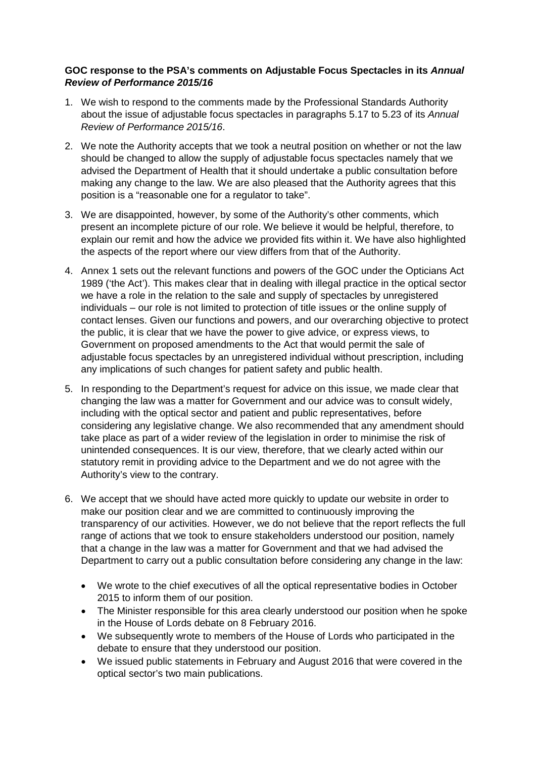**GOC response to the PSA's comments on Adjustable Focus Spectacles in its *Annual Review of Performance 2015/16***

1. We wish to respond to the comments made by the Professional Standards Authority about the issue of adjustable focus spectacles in paragraphs 5.17 to 5.23 of its *Annual Review of Performance 2015/16*.

2. We note the Authority accepts that we took a neutral position on whether or not the law should be changed to allow the supply of adjustable focus spectacles namely that we advised the Department of Health that it should undertake a public consultation before making any change to the law. We are also pleased that the Authority agrees that this position is a "reasonable one for a regulator to take".

3. We are disappointed, however, by some of the Authority's other comments, which present an incomplete picture of our role. We believe it would be helpful, therefore, to explain our remit and how the advice we provided fits within it. We have also highlighted the aspects of the report where our view differs from that of the Authority.

4. Annex 1 sets out the relevant functions and powers of the GOC under the Opticians Act 1989 ('the Act'). This makes clear that in dealing with illegal practice in the optical sector we have a role in the relation to the sale and supply of spectacles by unregistered individuals – our role is not limited to protection of title issues or the online supply of contact lenses. Given our functions and powers, and our overarching objective to protect the public, it is clear that we have the power to give advice, or express views, to Government on proposed amendments to the Act that would permit the sale of adjustable focus spectacles by an unregistered individual without prescription, including any implications of such changes for patient safety and public health.

5. In responding to the Department's request for advice on this issue, we made clear that changing the law was a matter for Government and our advice was to consult widely, including with the optical sector and patient and public representatives, before considering any legislative change. We also recommended that any amendment should take place as part of a wider review of the legislation in order to minimise the risk of unintended consequences. It is our view, therefore, that we clearly acted within our statutory remit in providing advice to the Department and we do not agree with the Authority's view to the contrary.

6. We accept that we should have acted more quickly to update our website in order to make our position clear and we are committed to continuously improving the transparency of our activities. However, we do not believe that the report reflects the full range of actions that we took to ensure stakeholders understood our position, namely that a change in the law was a matter for Government and that we had advised the Department to carry out a public consultation before considering any change in the law:

   - We wrote to the chief executives of all the optical representative bodies in October 2015 to inform them of our position.
   - The Minister responsible for this area clearly understood our position when he spoke in the House of Lords debate on 8 February 2016.
   - We subsequently wrote to members of the House of Lords who participated in the debate to ensure that they understood our position.
   - We issued public statements in February and August 2016 that were covered in the optical sector's two main publications.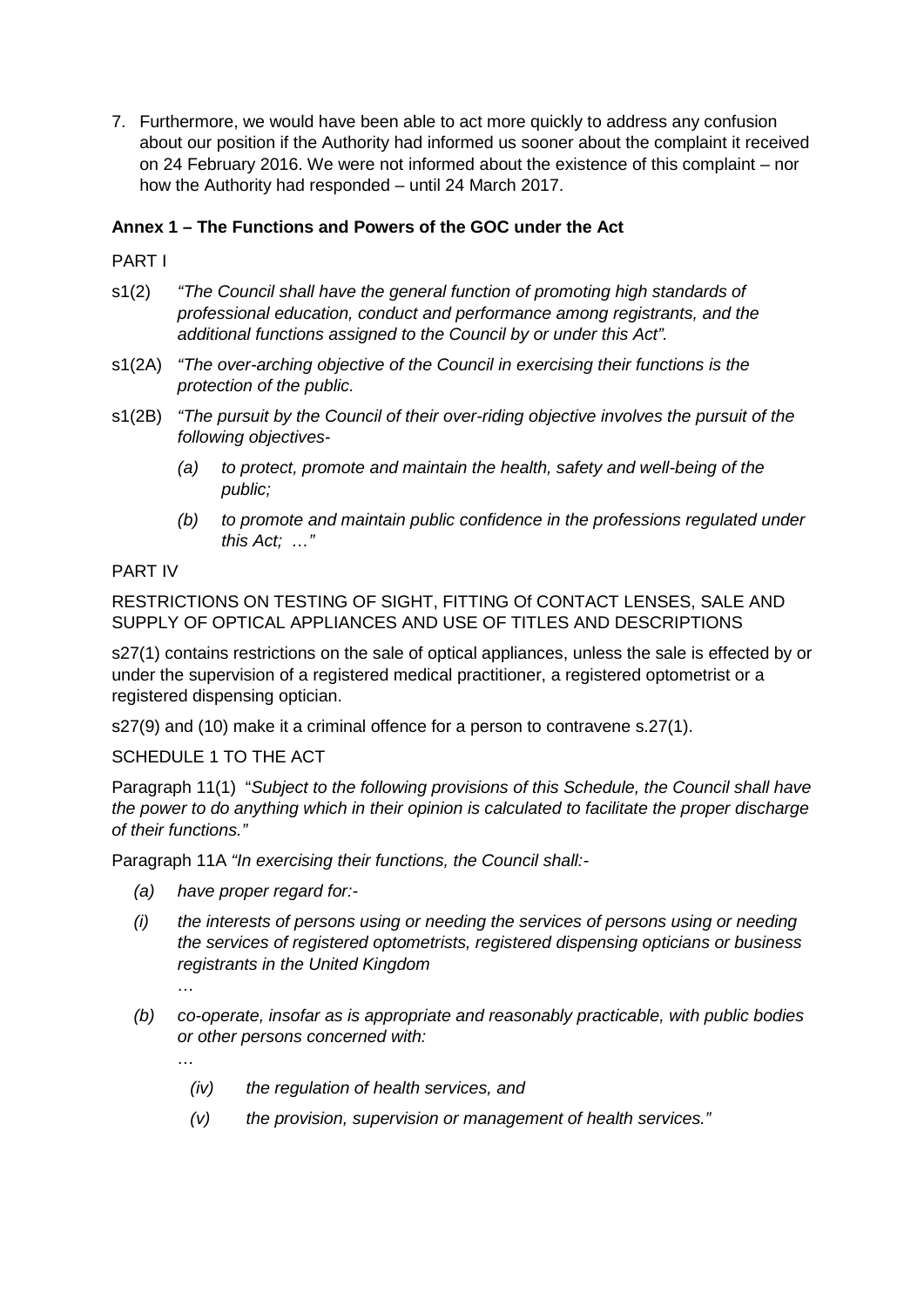7. Furthermore, we would have been able to act more quickly to address any confusion about our position if the Authority had informed us sooner about the complaint it received on 24 February 2016. We were not informed about the existence of this complaint – nor how the Authority had responded – until 24 March 2017.

**Annex 1 – The Functions and Powers of the GOC under the Act**

PART I

s1(2) *"The Council shall have the general function of promoting high standards of professional education, conduct and performance among registrants, and the additional functions assigned to the Council by or under this Act".*

s1(2A) *"The over-arching objective of the Council in exercising their functions is the protection of the public.*

s1(2B) *"The pursuit by the Council of their over-riding objective involves the pursuit of the following objectives-*

- *(a) to protect, promote and maintain the health, safety and well-being of the public;*
- *(b) to promote and maintain public confidence in the professions regulated under this Act; …"*

PART IV

RESTRICTIONS ON TESTING OF SIGHT, FITTING Of CONTACT LENSES, SALE AND SUPPLY OF OPTICAL APPLIANCES AND USE OF TITLES AND DESCRIPTIONS

s27(1) contains restrictions on the sale of optical appliances, unless the sale is effected by or under the supervision of a registered medical practitioner, a registered optometrist or a registered dispensing optician.

s27(9) and (10) make it a criminal offence for a person to contravene s.27(1).

SCHEDULE 1 TO THE ACT

Paragraph 11(1) "*Subject to the following provisions of this Schedule, the Council shall have the power to do anything which in their opinion is calculated to facilitate the proper discharge of their functions."*

Paragraph 11A *"In exercising their functions, the Council shall:-*

- *(a) have proper regard for:-*
- *(i) the interests of persons using or needing the services of persons using or needing the services of registered optometrists, registered dispensing opticians or business registrants in the United Kingdom*

  *…*
- *(b) co-operate, insofar as is appropriate and reasonably practicable, with public bodies or other persons concerned with:*

  *…*
  - *(iv) the regulation of health services, and*
  - *(v) the provision, supervision or management of health services."*